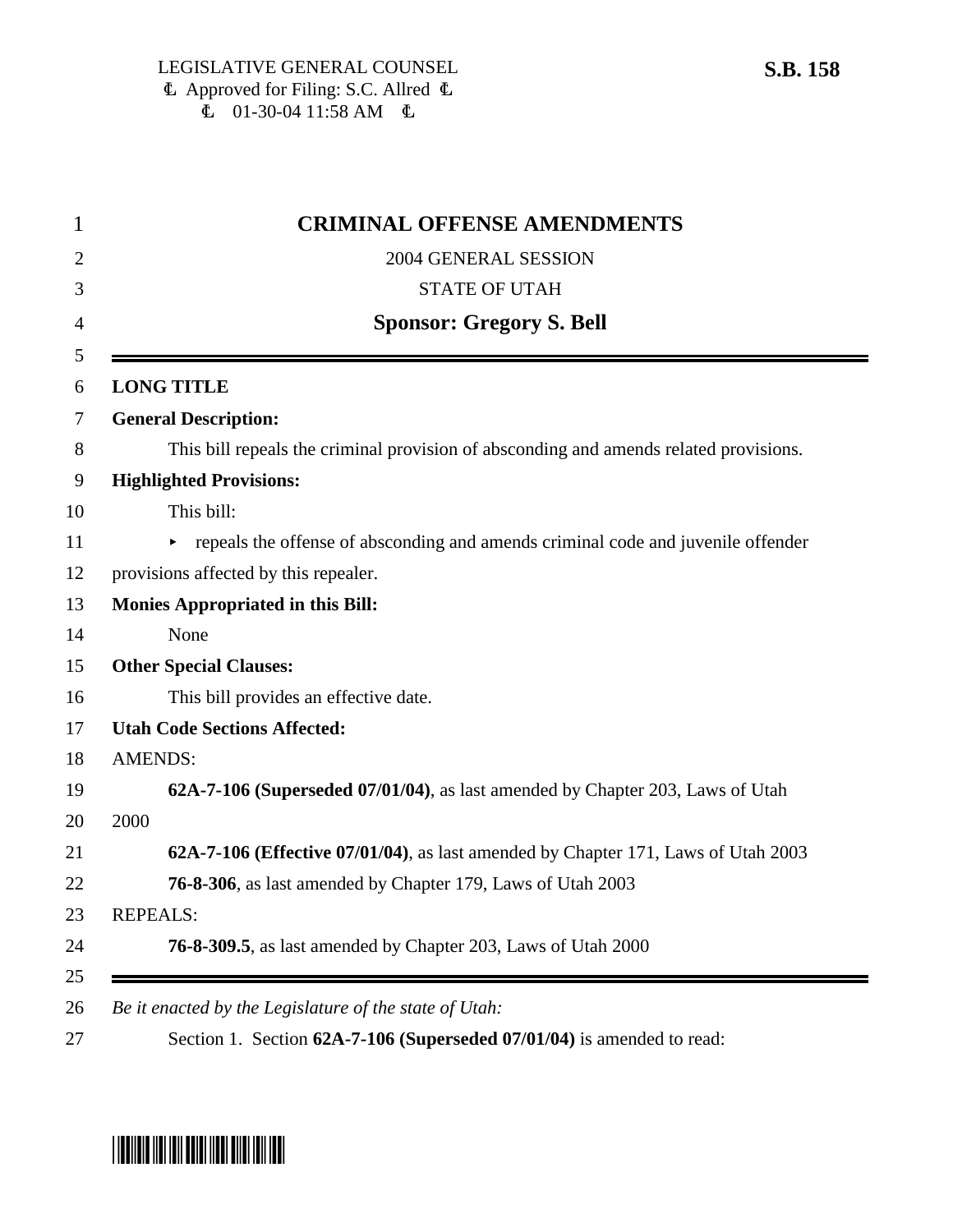LEGISLATIVE GENERAL COUNSEL
Ȼ Approved for Filing: S.C. Allred Ȼ
Ȼ 01-30-04 11:58 AM Ȼ

**S.B. 158**

# CRIMINAL OFFENSE AMENDMENTS

2004 GENERAL SESSION

STATE OF UTAH

**Sponsor: Gregory S. Bell**

---

**LONG TITLE**

**General Description:**

This bill repeals the criminal provision of absconding and amends related provisions.

**Highlighted Provisions:**

This bill:

- repeals the offense of absconding and amends criminal code and juvenile offender provisions affected by this repealer.

**Monies Appropriated in this Bill:**

None

**Other Special Clauses:**

This bill provides an effective date.

**Utah Code Sections Affected:**

AMENDS:

**62A-7-106 (Superseded 07/01/04)**, as last amended by Chapter 203, Laws of Utah 2000

**62A-7-106 (Effective 07/01/04)**, as last amended by Chapter 171, Laws of Utah 2003

**76-8-306**, as last amended by Chapter 179, Laws of Utah 2003

REPEALS:

**76-8-309.5**, as last amended by Chapter 203, Laws of Utah 2000

---

*Be it enacted by the Legislature of the state of Utah:*

Section 1. Section **62A-7-106 (Superseded 07/01/04)** is amended to read: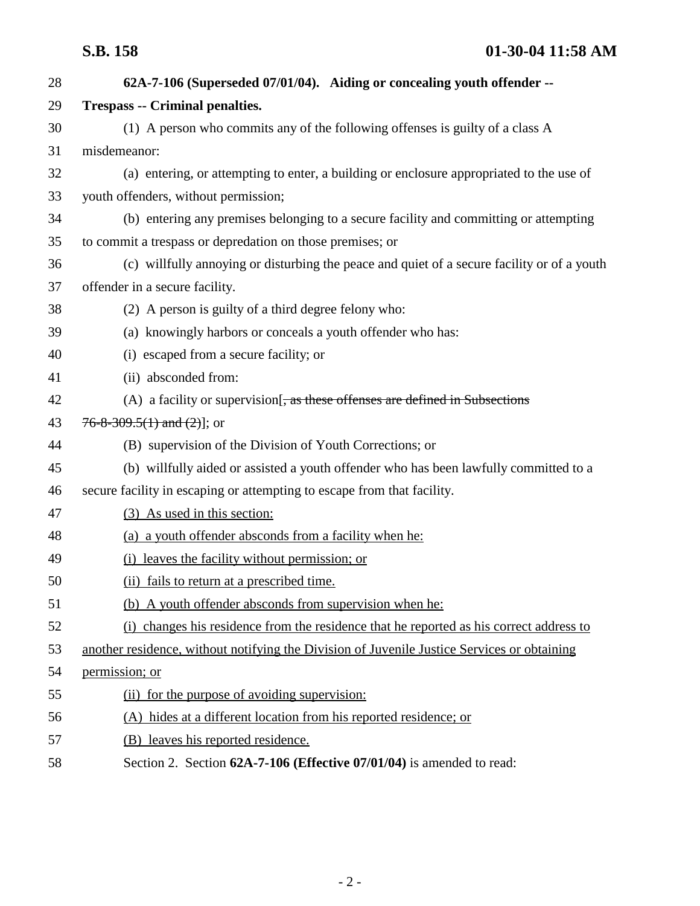**62A-7-106 (Superseded 07/01/04). Aiding or concealing youth offender -- Trespass -- Criminal penalties.**

(1) A person who commits any of the following offenses is guilty of a class A misdemeanor:

(a) entering, or attempting to enter, a building or enclosure appropriated to the use of youth offenders, without permission;

(b) entering any premises belonging to a secure facility and committing or attempting to commit a trespass or depredation on those premises; or

(c) willfully annoying or disturbing the peace and quiet of a secure facility or of a youth offender in a secure facility.

(2) A person is guilty of a third degree felony who:

(a) knowingly harbors or conceals a youth offender who has:

(i) escaped from a secure facility; or

(ii) absconded from:

(A) a facility or supervision[~~, as these offenses are defined in Subsections 76-8-309.5(1) and (2)~~]; or

(B) supervision of the Division of Youth Corrections; or

(b) willfully aided or assisted a youth offender who has been lawfully committed to a secure facility in escaping or attempting to escape from that facility.

<u>(3) As used in this section:</u>

<u>(a) a youth offender absconds from a facility when he:</u>

<u>(i) leaves the facility without permission; or</u>

<u>(ii) fails to return at a prescribed time.</u>

<u>(b) A youth offender absconds from supervision when he:</u>

<u>(i) changes his residence from the residence that he reported as his correct address to another residence, without notifying the Division of Juvenile Justice Services or obtaining permission; or</u>

<u>(ii) for the purpose of avoiding supervision:</u>

<u>(A) hides at a different location from his reported residence; or</u>

<u>(B) leaves his reported residence.</u>

Section 2. Section **62A-7-106 (Effective 07/01/04)** is amended to read: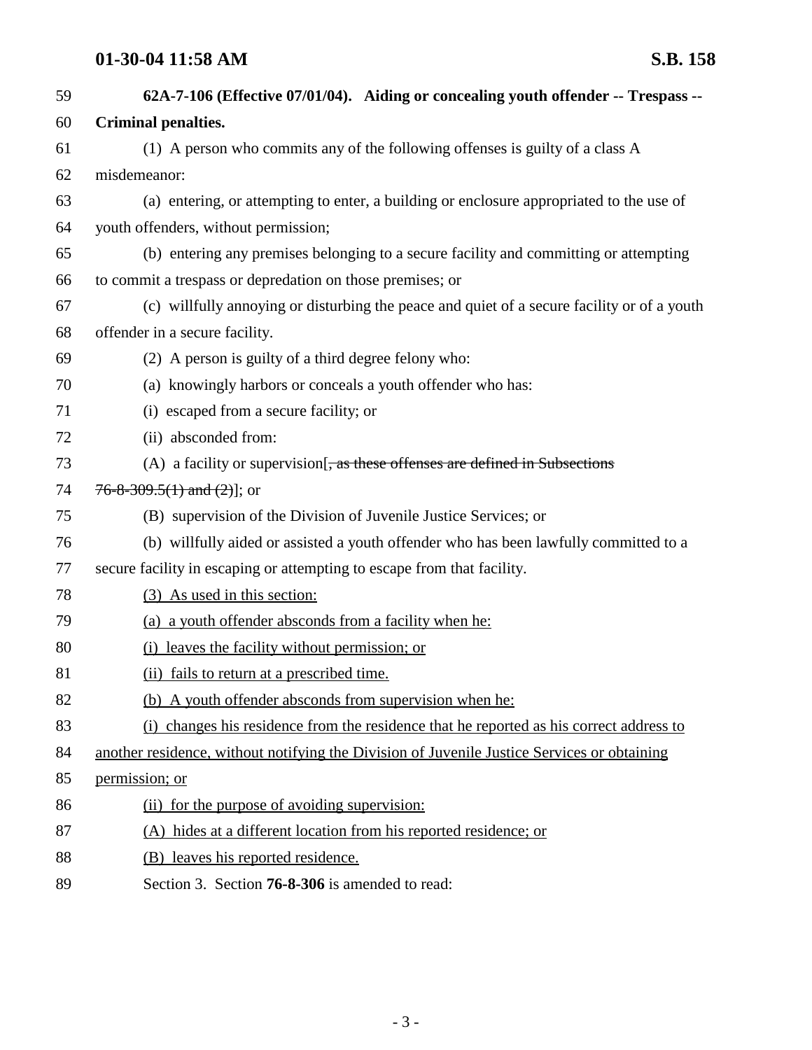**62A-7-106 (Effective 07/01/04). Aiding or concealing youth offender -- Trespass -- Criminal penalties.**

(1) A person who commits any of the following offenses is guilty of a class A misdemeanor:

(a) entering, or attempting to enter, a building or enclosure appropriated to the use of youth offenders, without permission;

(b) entering any premises belonging to a secure facility and committing or attempting to commit a trespass or depredation on those premises; or

(c) willfully annoying or disturbing the peace and quiet of a secure facility or of a youth offender in a secure facility.

(2) A person is guilty of a third degree felony who:

(a) knowingly harbors or conceals a youth offender who has:

(i) escaped from a secure facility; or

(ii) absconded from:

(A) a facility or supervision[~~, as these offenses are defined in Subsections 76-8-309.5(1) and (2)~~]; or

(B) supervision of the Division of Juvenile Justice Services; or

(b) willfully aided or assisted a youth offender who has been lawfully committed to a secure facility in escaping or attempting to escape from that facility.

<u>(3) As used in this section:</u>

<u>(a) a youth offender absconds from a facility when he:</u>

<u>(i) leaves the facility without permission; or</u>

<u>(ii) fails to return at a prescribed time.</u>

<u>(b) A youth offender absconds from supervision when he:</u>

<u>(i) changes his residence from the residence that he reported as his correct address to another residence, without notifying the Division of Juvenile Justice Services or obtaining permission; or</u>

<u>(ii) for the purpose of avoiding supervision:</u>

<u>(A) hides at a different location from his reported residence; or</u>

<u>(B) leaves his reported residence.</u>

Section 3. Section **76-8-306** is amended to read: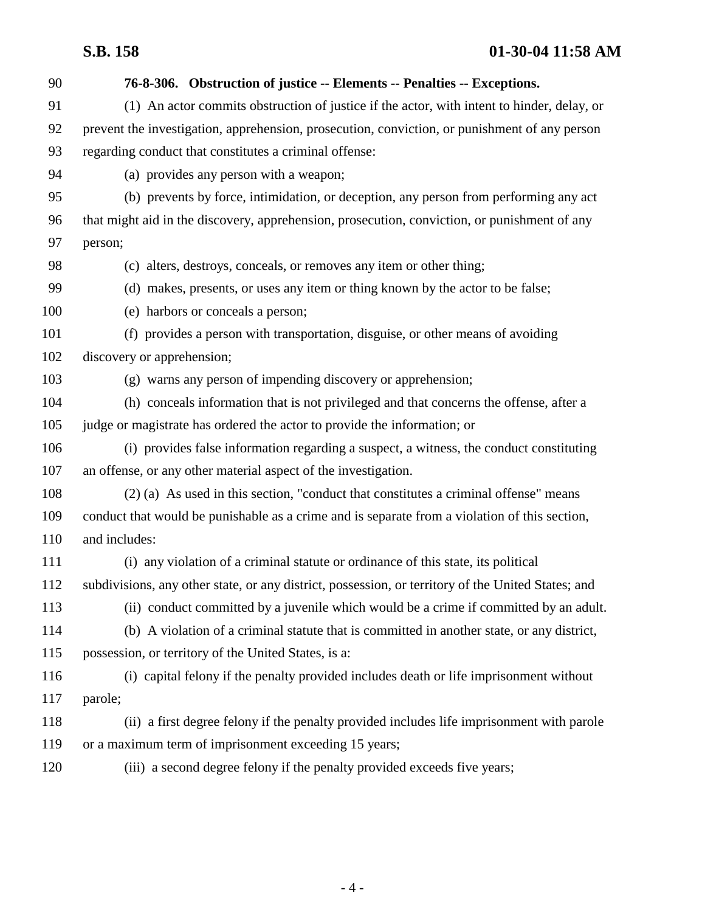**76-8-306. Obstruction of justice -- Elements -- Penalties -- Exceptions.**

(1) An actor commits obstruction of justice if the actor, with intent to hinder, delay, or prevent the investigation, apprehension, prosecution, conviction, or punishment of any person regarding conduct that constitutes a criminal offense:

(a) provides any person with a weapon;

(b) prevents by force, intimidation, or deception, any person from performing any act that might aid in the discovery, apprehension, prosecution, conviction, or punishment of any person;

(c) alters, destroys, conceals, or removes any item or other thing;

(d) makes, presents, or uses any item or thing known by the actor to be false;

(e) harbors or conceals a person;

(f) provides a person with transportation, disguise, or other means of avoiding discovery or apprehension;

(g) warns any person of impending discovery or apprehension;

(h) conceals information that is not privileged and that concerns the offense, after a judge or magistrate has ordered the actor to provide the information; or

(i) provides false information regarding a suspect, a witness, the conduct constituting an offense, or any other material aspect of the investigation.

(2) (a) As used in this section, "conduct that constitutes a criminal offense" means conduct that would be punishable as a crime and is separate from a violation of this section, and includes:

(i) any violation of a criminal statute or ordinance of this state, its political subdivisions, any other state, or any district, possession, or territory of the United States; and

(ii) conduct committed by a juvenile which would be a crime if committed by an adult.

(b) A violation of a criminal statute that is committed in another state, or any district, possession, or territory of the United States, is a:

(i) capital felony if the penalty provided includes death or life imprisonment without parole;

(ii) a first degree felony if the penalty provided includes life imprisonment with parole or a maximum term of imprisonment exceeding 15 years;

(iii) a second degree felony if the penalty provided exceeds five years;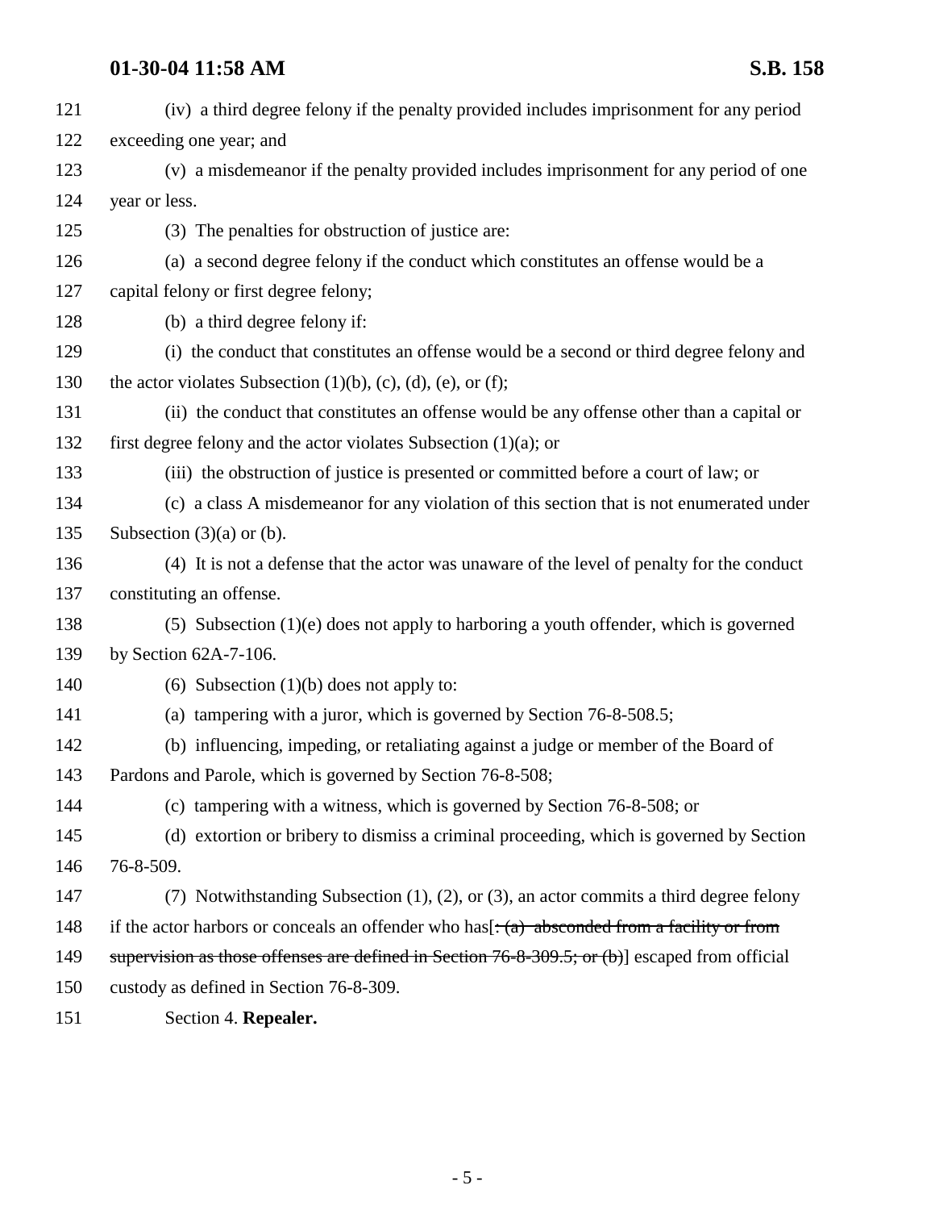(iv) a third degree felony if the penalty provided includes imprisonment for any period exceeding one year; and

(v) a misdemeanor if the penalty provided includes imprisonment for any period of one year or less.

(3) The penalties for obstruction of justice are:

(a) a second degree felony if the conduct which constitutes an offense would be a capital felony or first degree felony;

(b) a third degree felony if:

(i) the conduct that constitutes an offense would be a second or third degree felony and the actor violates Subsection (1)(b), (c), (d), (e), or (f);

(ii) the conduct that constitutes an offense would be any offense other than a capital or first degree felony and the actor violates Subsection (1)(a); or

(iii) the obstruction of justice is presented or committed before a court of law; or

(c) a class A misdemeanor for any violation of this section that is not enumerated under Subsection (3)(a) or (b).

(4) It is not a defense that the actor was unaware of the level of penalty for the conduct constituting an offense.

(5) Subsection (1)(e) does not apply to harboring a youth offender, which is governed by Section 62A-7-106.

(6) Subsection (1)(b) does not apply to:

(a) tampering with a juror, which is governed by Section 76-8-508.5;

(b) influencing, impeding, or retaliating against a judge or member of the Board of Pardons and Parole, which is governed by Section 76-8-508;

(c) tampering with a witness, which is governed by Section 76-8-508; or

(d) extortion or bribery to dismiss a criminal proceeding, which is governed by Section 76-8-509.

(7) Notwithstanding Subsection (1), (2), or (3), an actor commits a third degree felony if the actor harbors or conceals an offender who has[~~: (a) absconded from a facility or from supervision as those offenses are defined in Section 76-8-309.5; or (b)~~] escaped from official custody as defined in Section 76-8-309.

Section 4. **Repealer.**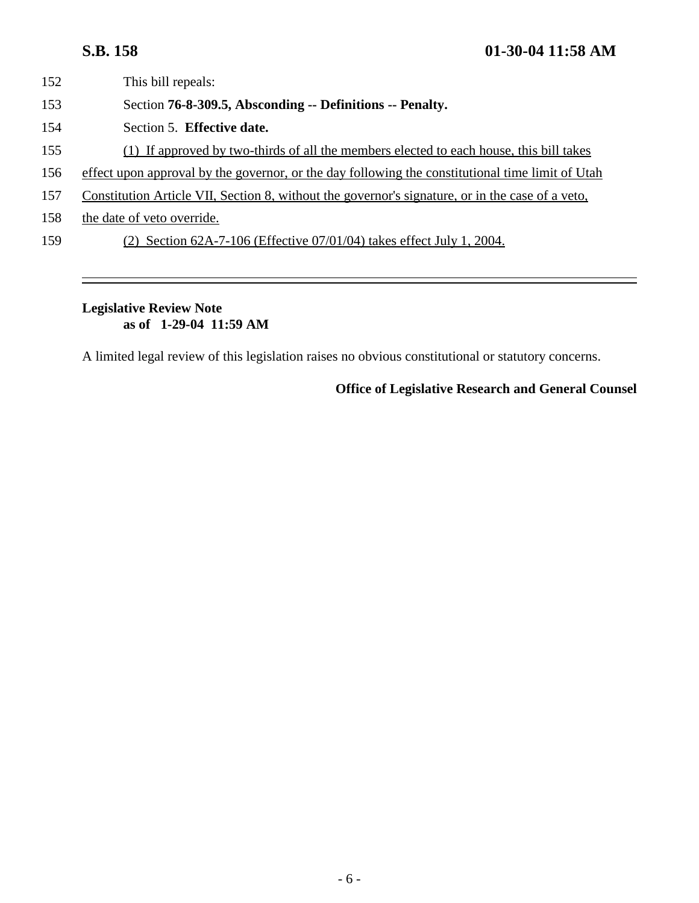This bill repeals:

Section **76-8-309.5, Absconding -- Definitions -- Penalty.**

Section 5. **Effective date.**

(1) If approved by two-thirds of all the members elected to each house, this bill takes effect upon approval by the governor, or the day following the constitutional time limit of Utah Constitution Article VII, Section 8, without the governor's signature, or in the case of a veto, the date of veto override.

(2) Section 62A-7-106 (Effective 07/01/04) takes effect July 1, 2004.

---

**Legislative Review Note**
**as of 1-29-04 11:59 AM**

A limited legal review of this legislation raises no obvious constitutional or statutory concerns.

**Office of Legislative Research and General Counsel**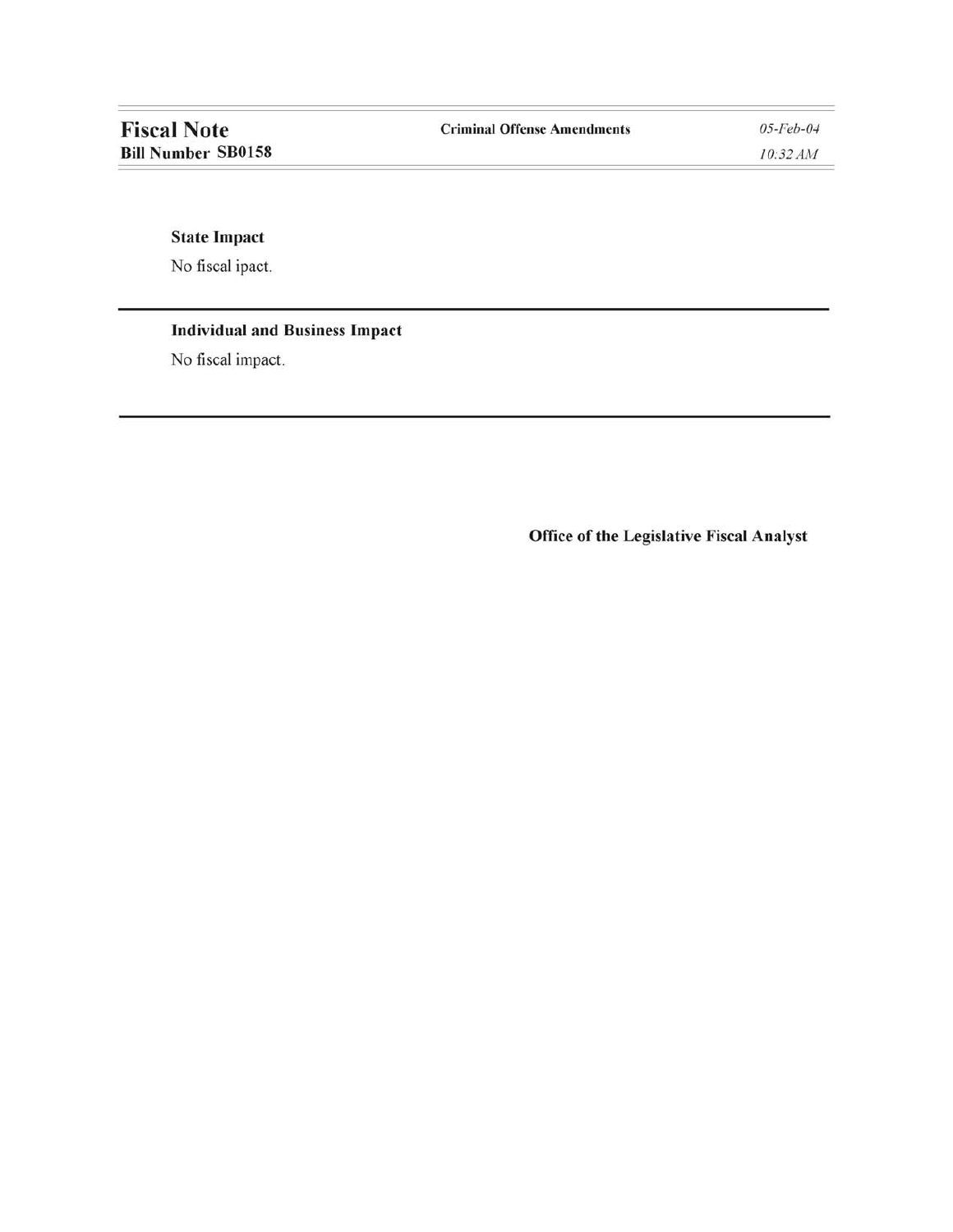**Fiscal Note** | **Criminal Offense Amendments** | *05-Feb-04*
**Bill Number SB0158** | | *10:32 AM*

### State Impact

No fiscal ipact.

---

### Individual and Business Impact

No fiscal impact.

---

**Office of the Legislative Fiscal Analyst**